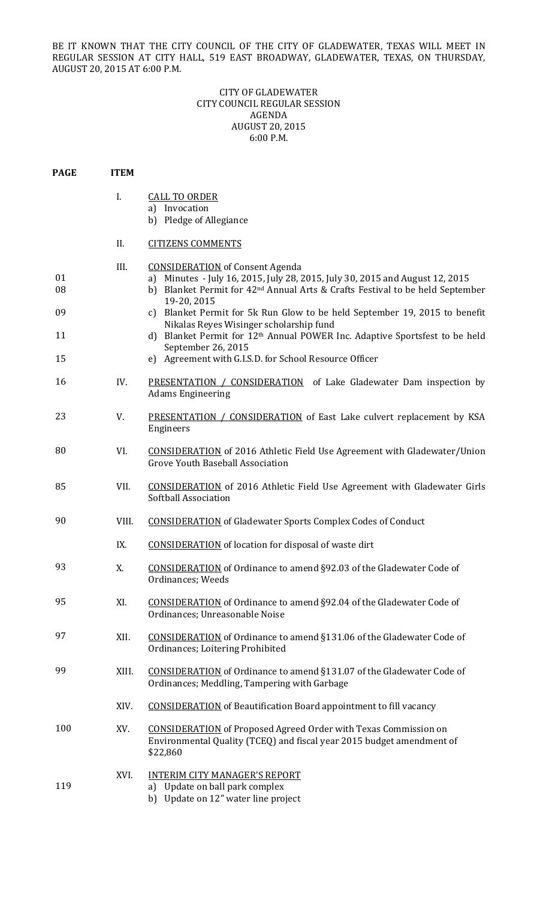BE IT KNOWN THAT THE CITY COUNCIL OF THE CITY OF GLADEWATER, TEXAS WILL MEET IN REGULAR SESSION AT CITY HALL, 519 EAST BROADWAY, GLADEWATER, TEXAS, ON THURSDAY, AUGUST 20, 2015 AT 6:00 P.M.

CITY OF GLADEWATER
CITY COUNCIL REGULAR SESSION
AGENDA
AUGUST 20, 2015
6:00 P.M.

| PAGE | ITEM | |
|---|---|---|
| | I. | CALL TO ORDER<br>a) Invocation<br>b) Pledge of Allegiance |
| | II. | CITIZENS COMMENTS |
| | III. | CONSIDERATION of Consent Agenda |
| 01 | | a) Minutes - July 16, 2015, July 28, 2015, July 30, 2015 and August 12, 2015 |
| 08 | | b) Blanket Permit for 42nd Annual Arts & Crafts Festival to be held September 19-20, 2015 |
| 09 | | c) Blanket Permit for 5k Run Glow to be held September 19, 2015 to benefit Nikalas Reyes Wisinger scholarship fund |
| 11 | | d) Blanket Permit for 12th Annual POWER Inc. Adaptive Sportsfest to be held September 26, 2015 |
| 15 | | e) Agreement with G.I.S.D. for School Resource Officer |
| 16 | IV. | PRESENTATION / CONSIDERATION of Lake Gladewater Dam inspection by Adams Engineering |
| 23 | V. | PRESENTATION / CONSIDERATION of East Lake culvert replacement by KSA Engineers |
| 80 | VI. | CONSIDERATION of 2016 Athletic Field Use Agreement with Gladewater/Union Grove Youth Baseball Association |
| 85 | VII. | CONSIDERATION of 2016 Athletic Field Use Agreement with Gladewater Girls Softball Association |
| 90 | VIII. | CONSIDERATION of Gladewater Sports Complex Codes of Conduct |
| | IX. | CONSIDERATION of location for disposal of waste dirt |
| 93 | X. | CONSIDERATION of Ordinance to amend §92.03 of the Gladewater Code of Ordinances; Weeds |
| 95 | XI. | CONSIDERATION of Ordinance to amend §92.04 of the Gladewater Code of Ordinances; Unreasonable Noise |
| 97 | XII. | CONSIDERATION of Ordinance to amend §131.06 of the Gladewater Code of Ordinances; Loitering Prohibited |
| 99 | XIII. | CONSIDERATION of Ordinance to amend §131.07 of the Gladewater Code of Ordinances; Meddling, Tampering with Garbage |
| | XIV. | CONSIDERATION of Beautification Board appointment to fill vacancy |
| 100 | XV. | CONSIDERATION of Proposed Agreed Order with Texas Commission on Environmental Quality (TCEQ) and fiscal year 2015 budget amendment of $22,860 |
| | XVI. | INTERIM CITY MANAGER'S REPORT |
| 119 | | a) Update on ball park complex<br>b) Update on 12" water line project |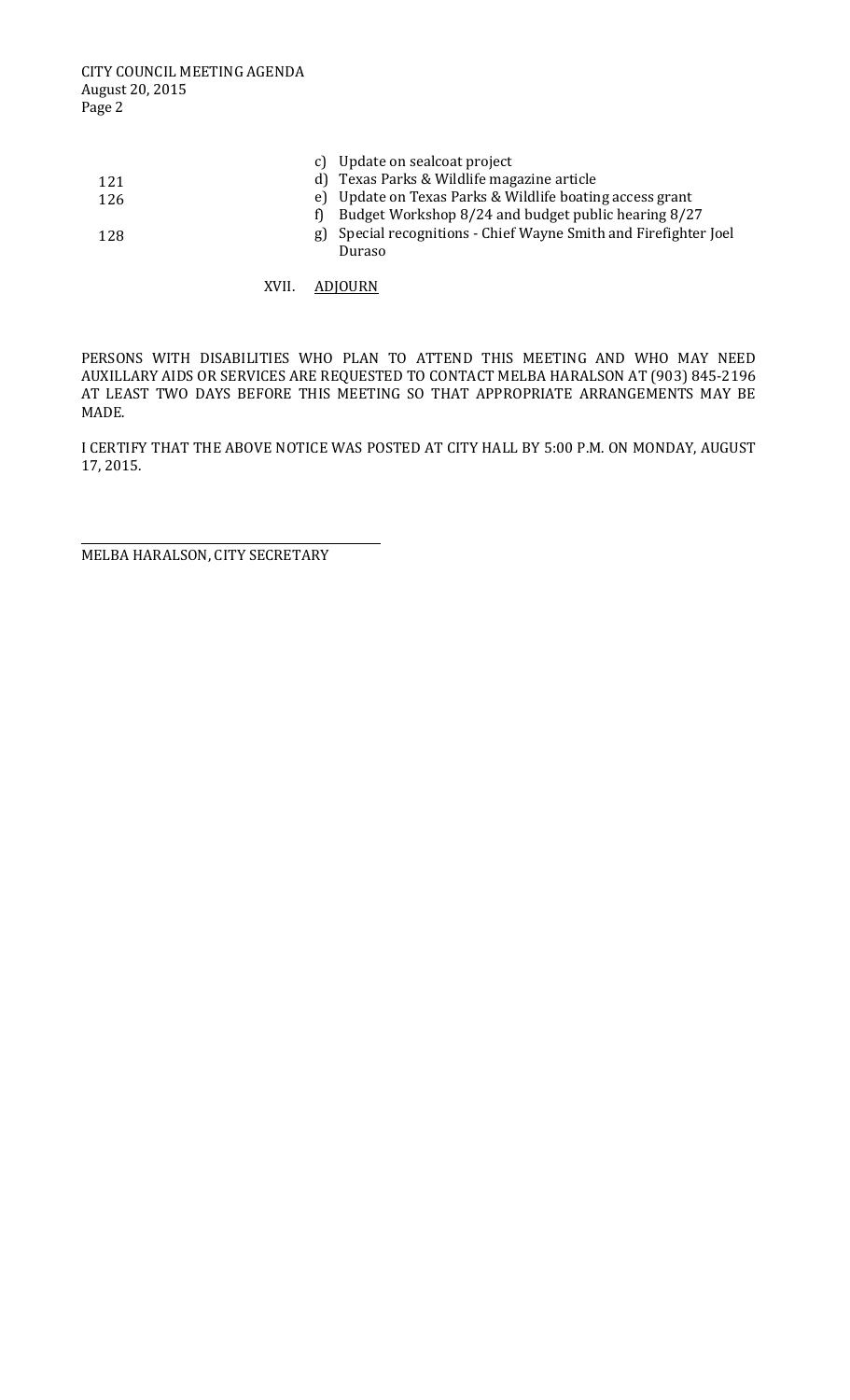c) Update on sealcoat project

121 d) Texas Parks & Wildlife magazine article

126 e) Update on Texas Parks & Wildlife boating access grant

f) Budget Workshop 8/24 and budget public hearing 8/27

128 g) Special recognitions - Chief Wayne Smith and Firefighter Joel Duraso

XVII. ADJOURN

PERSONS WITH DISABILITIES WHO PLAN TO ATTEND THIS MEETING AND WHO MAY NEED AUXILLARY AIDS OR SERVICES ARE REQUESTED TO CONTACT MELBA HARALSON AT (903) 845-2196 AT LEAST TWO DAYS BEFORE THIS MEETING SO THAT APPROPRIATE ARRANGEMENTS MAY BE MADE.

I CERTIFY THAT THE ABOVE NOTICE WAS POSTED AT CITY HALL BY 5:00 P.M. ON MONDAY, AUGUST 17, 2015.

\_\_\_\_\_\_\_\_\_\_\_\_\_\_\_\_\_\_\_\_\_\_\_\_\_\_\_\_\_\_\_\_\_\_\_\_\_\_\_\_

MELBA HARALSON, CITY SECRETARY